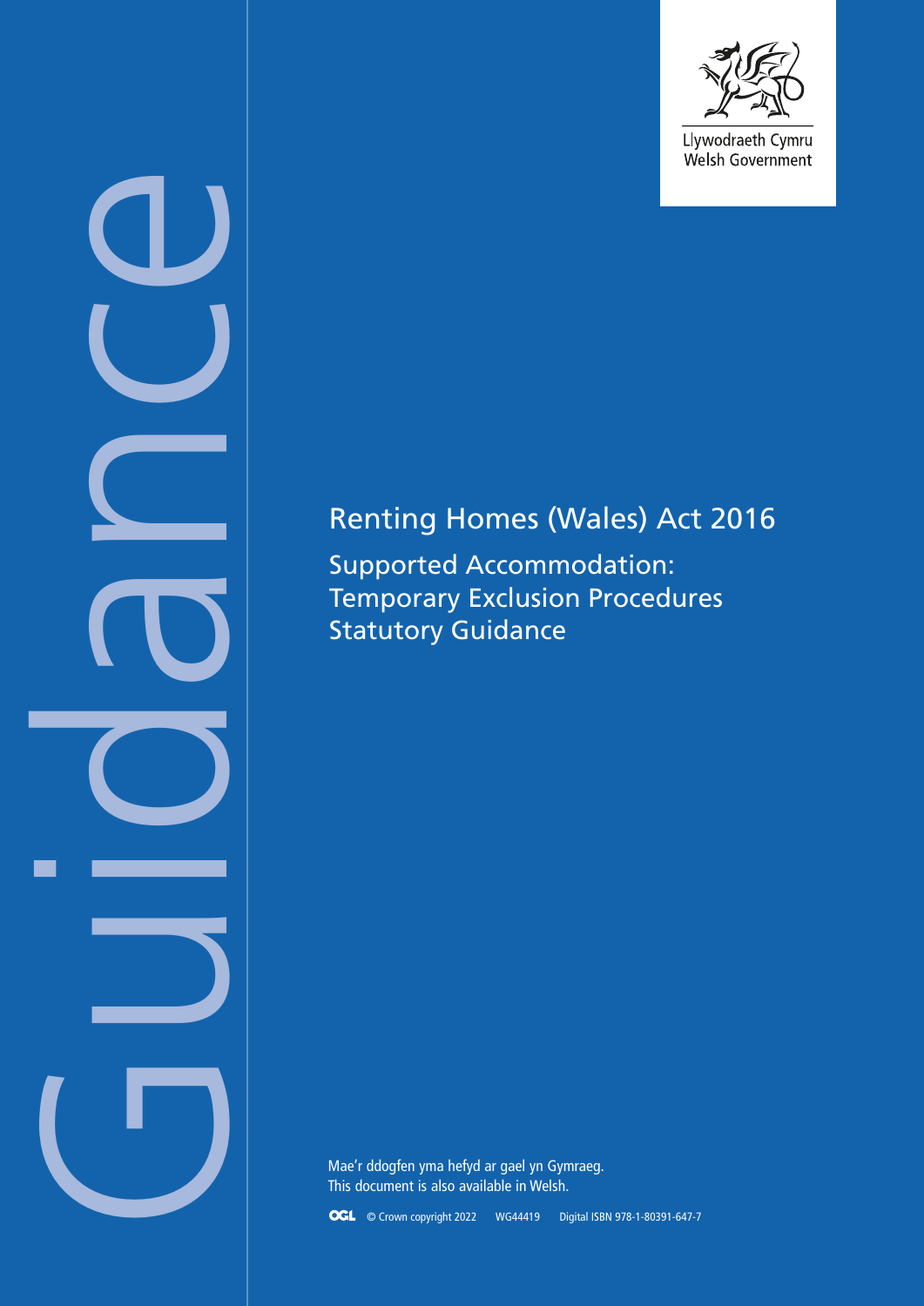Llywodraeth Cymru
Welsh Government

Guidance

# Renting Homes (Wales) Act 2016

## Supported Accommodation: Temporary Exclusion Procedures Statutory Guidance

Mae'r ddogfen yma hefyd ar gael yn Gymraeg.
This document is also available in Welsh.

OGL © Crown copyright 2022 WG44419 Digital ISBN 978-1-80391-647-7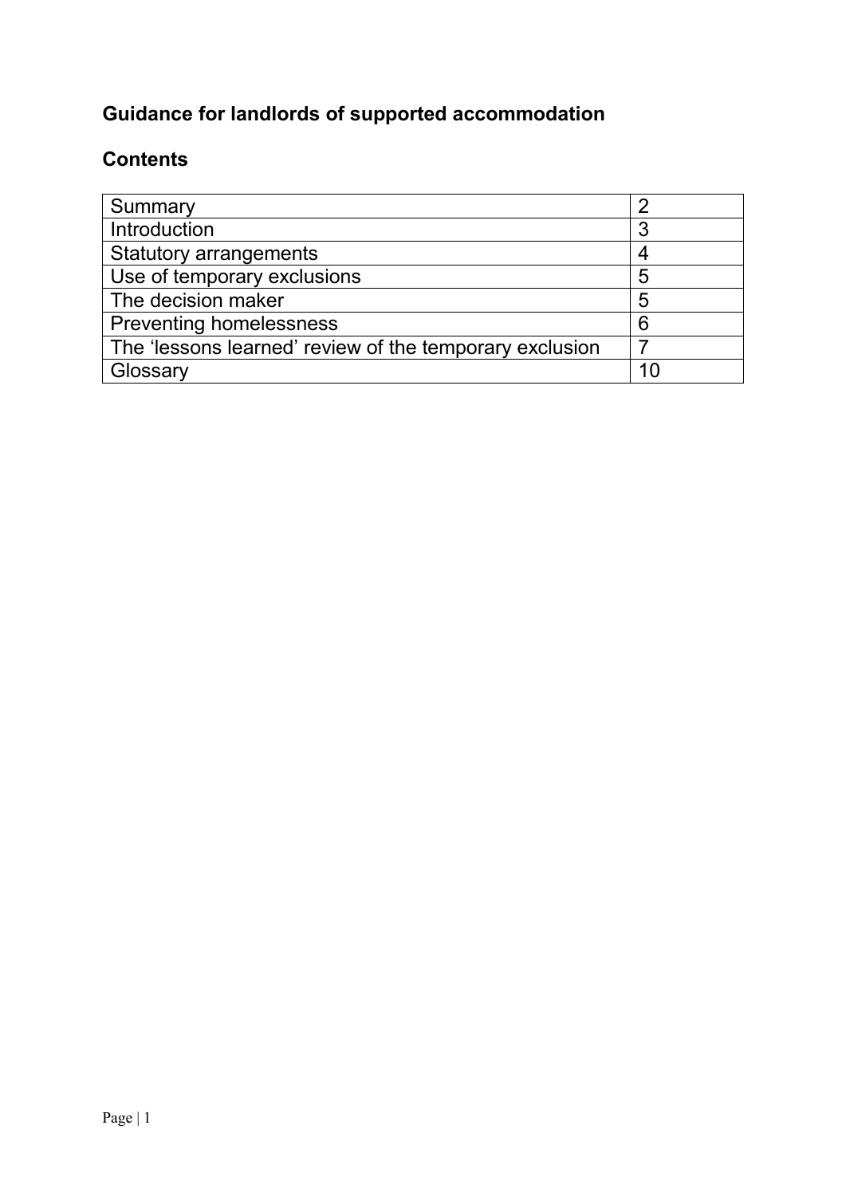# Guidance for landlords of supported accommodation

## Contents

| | |
|---|---|
| Summary | 2 |
| Introduction | 3 |
| Statutory arrangements | 4 |
| Use of temporary exclusions | 5 |
| The decision maker | 5 |
| Preventing homelessness | 6 |
| The 'lessons learned' review of the temporary exclusion | 7 |
| Glossary | 10 |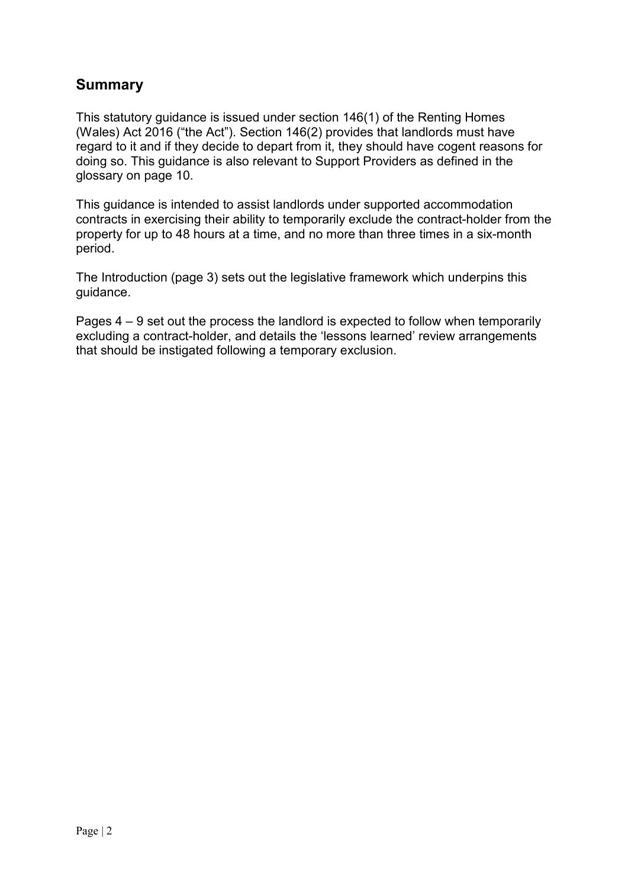## Summary

This statutory guidance is issued under section 146(1) of the Renting Homes (Wales) Act 2016 ("the Act"). Section 146(2) provides that landlords must have regard to it and if they decide to depart from it, they should have cogent reasons for doing so. This guidance is also relevant to Support Providers as defined in the glossary on page 10.

This guidance is intended to assist landlords under supported accommodation contracts in exercising their ability to temporarily exclude the contract-holder from the property for up to 48 hours at a time, and no more than three times in a six-month period.

The Introduction (page 3) sets out the legislative framework which underpins this guidance.

Pages 4 – 9 set out the process the landlord is expected to follow when temporarily excluding a contract-holder, and details the 'lessons learned' review arrangements that should be instigated following a temporary exclusion.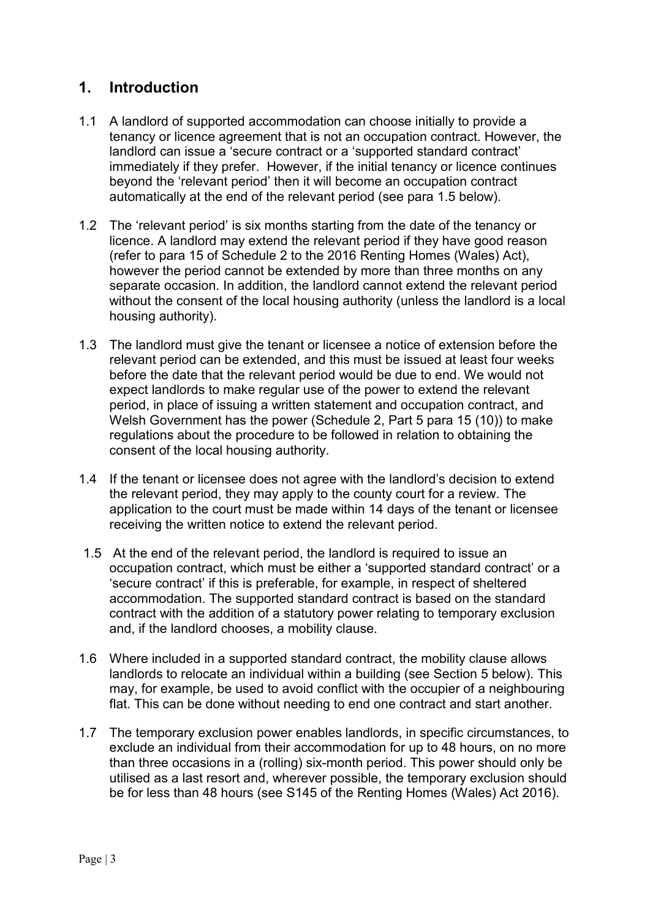## 1. Introduction

1.1 A landlord of supported accommodation can choose initially to provide a tenancy or licence agreement that is not an occupation contract. However, the landlord can issue a 'secure contract or a 'supported standard contract' immediately if they prefer. However, if the initial tenancy or licence continues beyond the 'relevant period' then it will become an occupation contract automatically at the end of the relevant period (see para 1.5 below).

1.2 The 'relevant period' is six months starting from the date of the tenancy or licence. A landlord may extend the relevant period if they have good reason (refer to para 15 of Schedule 2 to the 2016 Renting Homes (Wales) Act), however the period cannot be extended by more than three months on any separate occasion. In addition, the landlord cannot extend the relevant period without the consent of the local housing authority (unless the landlord is a local housing authority).

1.3 The landlord must give the tenant or licensee a notice of extension before the relevant period can be extended, and this must be issued at least four weeks before the date that the relevant period would be due to end. We would not expect landlords to make regular use of the power to extend the relevant period, in place of issuing a written statement and occupation contract, and Welsh Government has the power (Schedule 2, Part 5 para 15 (10)) to make regulations about the procedure to be followed in relation to obtaining the consent of the local housing authority.

1.4 If the tenant or licensee does not agree with the landlord's decision to extend the relevant period, they may apply to the county court for a review. The application to the court must be made within 14 days of the tenant or licensee receiving the written notice to extend the relevant period.

1.5 At the end of the relevant period, the landlord is required to issue an occupation contract, which must be either a 'supported standard contract' or a 'secure contract' if this is preferable, for example, in respect of sheltered accommodation. The supported standard contract is based on the standard contract with the addition of a statutory power relating to temporary exclusion and, if the landlord chooses, a mobility clause.

1.6 Where included in a supported standard contract, the mobility clause allows landlords to relocate an individual within a building (see Section 5 below). This may, for example, be used to avoid conflict with the occupier of a neighbouring flat. This can be done without needing to end one contract and start another.

1.7 The temporary exclusion power enables landlords, in specific circumstances, to exclude an individual from their accommodation for up to 48 hours, on no more than three occasions in a (rolling) six-month period. This power should only be utilised as a last resort and, wherever possible, the temporary exclusion should be for less than 48 hours (see S145 of the Renting Homes (Wales) Act 2016).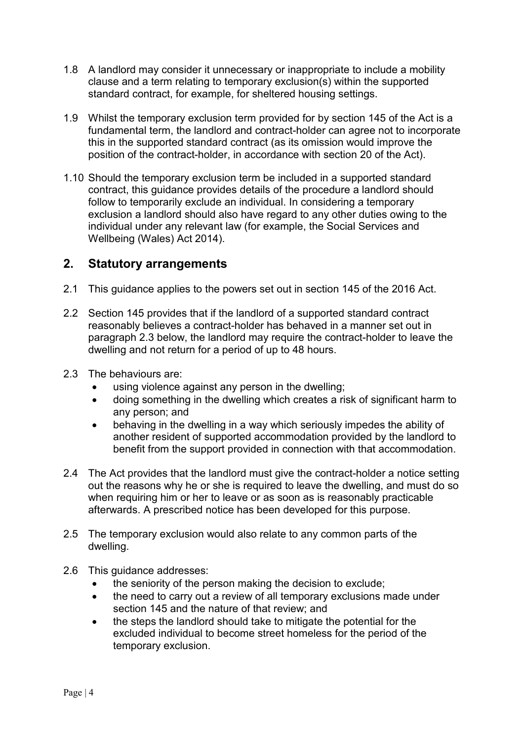1.8 A landlord may consider it unnecessary or inappropriate to include a mobility clause and a term relating to temporary exclusion(s) within the supported standard contract, for example, for sheltered housing settings.

1.9 Whilst the temporary exclusion term provided for by section 145 of the Act is a fundamental term, the landlord and contract-holder can agree not to incorporate this in the supported standard contract (as its omission would improve the position of the contract-holder, in accordance with section 20 of the Act).

1.10 Should the temporary exclusion term be included in a supported standard contract, this guidance provides details of the procedure a landlord should follow to temporarily exclude an individual. In considering a temporary exclusion a landlord should also have regard to any other duties owing to the individual under any relevant law (for example, the Social Services and Wellbeing (Wales) Act 2014).

## 2. Statutory arrangements

2.1 This guidance applies to the powers set out in section 145 of the 2016 Act.

2.2 Section 145 provides that if the landlord of a supported standard contract reasonably believes a contract-holder has behaved in a manner set out in paragraph 2.3 below, the landlord may require the contract-holder to leave the dwelling and not return for a period of up to 48 hours.

2.3 The behaviours are:

- using violence against any person in the dwelling;
- doing something in the dwelling which creates a risk of significant harm to any person; and
- behaving in the dwelling in a way which seriously impedes the ability of another resident of supported accommodation provided by the landlord to benefit from the support provided in connection with that accommodation.

2.4 The Act provides that the landlord must give the contract-holder a notice setting out the reasons why he or she is required to leave the dwelling, and must do so when requiring him or her to leave or as soon as is reasonably practicable afterwards. A prescribed notice has been developed for this purpose.

2.5 The temporary exclusion would also relate to any common parts of the dwelling.

2.6 This guidance addresses:

- the seniority of the person making the decision to exclude;
- the need to carry out a review of all temporary exclusions made under section 145 and the nature of that review; and
- the steps the landlord should take to mitigate the potential for the excluded individual to become street homeless for the period of the temporary exclusion.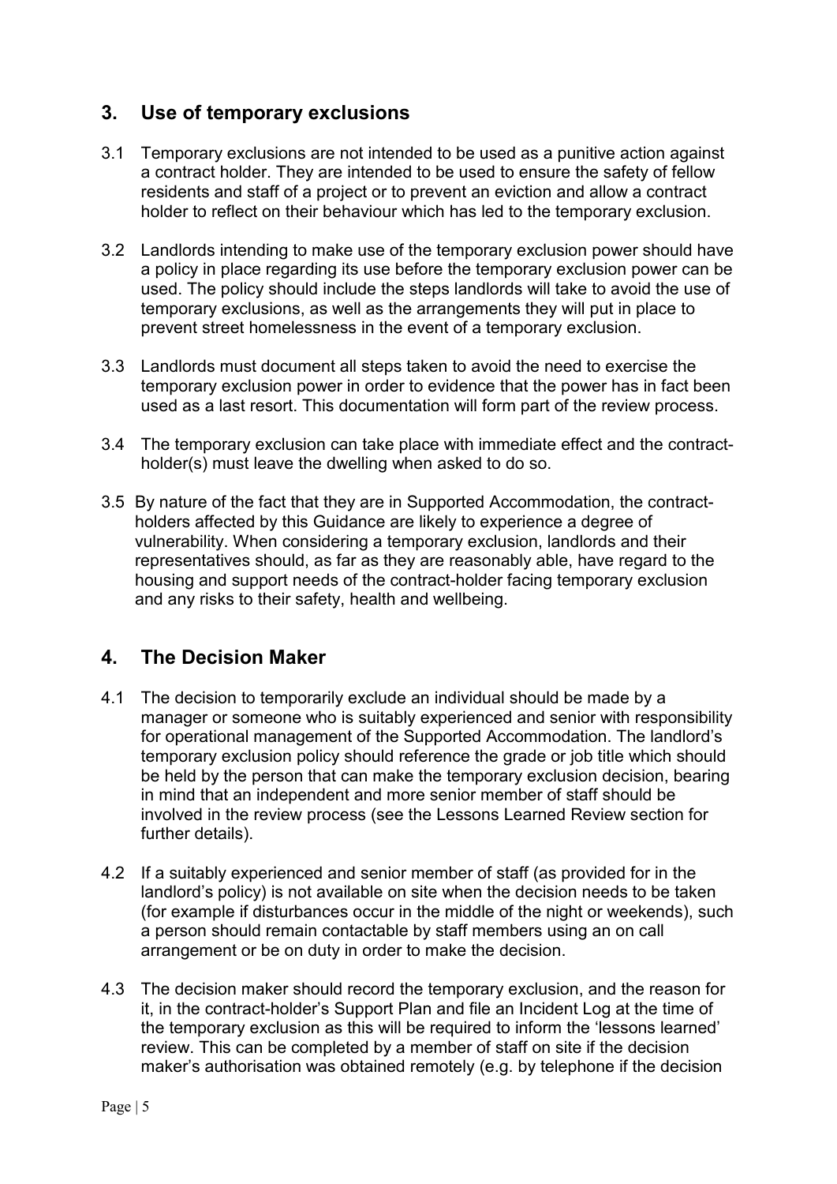## 3. Use of temporary exclusions

3.1 Temporary exclusions are not intended to be used as a punitive action against a contract holder. They are intended to be used to ensure the safety of fellow residents and staff of a project or to prevent an eviction and allow a contract holder to reflect on their behaviour which has led to the temporary exclusion.

3.2 Landlords intending to make use of the temporary exclusion power should have a policy in place regarding its use before the temporary exclusion power can be used. The policy should include the steps landlords will take to avoid the use of temporary exclusions, as well as the arrangements they will put in place to prevent street homelessness in the event of a temporary exclusion.

3.3 Landlords must document all steps taken to avoid the need to exercise the temporary exclusion power in order to evidence that the power has in fact been used as a last resort. This documentation will form part of the review process.

3.4 The temporary exclusion can take place with immediate effect and the contract-holder(s) must leave the dwelling when asked to do so.

3.5 By nature of the fact that they are in Supported Accommodation, the contract-holders affected by this Guidance are likely to experience a degree of vulnerability. When considering a temporary exclusion, landlords and their representatives should, as far as they are reasonably able, have regard to the housing and support needs of the contract-holder facing temporary exclusion and any risks to their safety, health and wellbeing.

## 4. The Decision Maker

4.1 The decision to temporarily exclude an individual should be made by a manager or someone who is suitably experienced and senior with responsibility for operational management of the Supported Accommodation. The landlord's temporary exclusion policy should reference the grade or job title which should be held by the person that can make the temporary exclusion decision, bearing in mind that an independent and more senior member of staff should be involved in the review process (see the Lessons Learned Review section for further details).

4.2 If a suitably experienced and senior member of staff (as provided for in the landlord's policy) is not available on site when the decision needs to be taken (for example if disturbances occur in the middle of the night or weekends), such a person should remain contactable by staff members using an on call arrangement or be on duty in order to make the decision.

4.3 The decision maker should record the temporary exclusion, and the reason for it, in the contract-holder's Support Plan and file an Incident Log at the time of the temporary exclusion as this will be required to inform the 'lessons learned' review. This can be completed by a member of staff on site if the decision maker's authorisation was obtained remotely (e.g. by telephone if the decision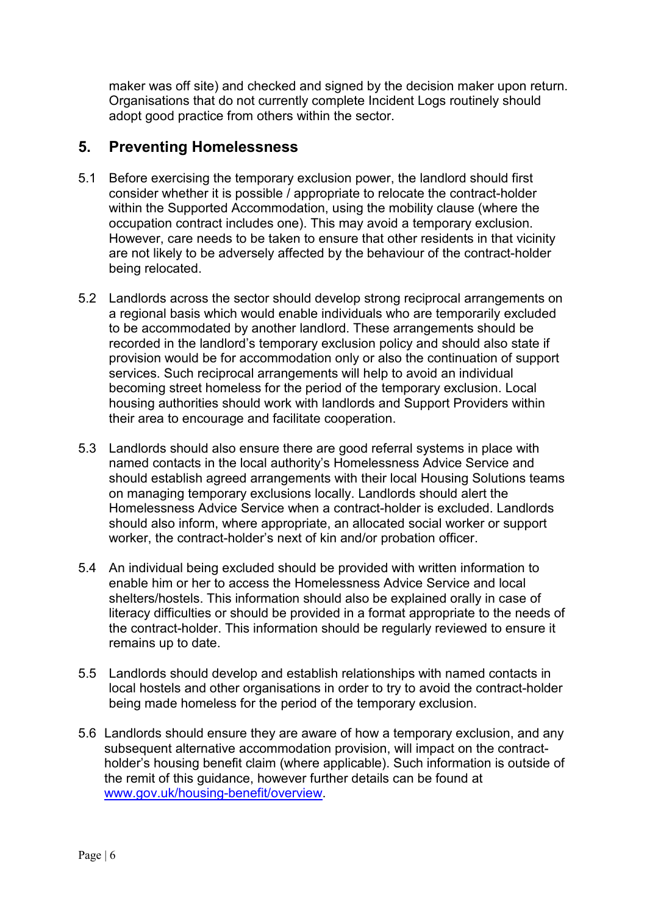maker was off site) and checked and signed by the decision maker upon return. Organisations that do not currently complete Incident Logs routinely should adopt good practice from others within the sector.

## 5. Preventing Homelessness

5.1 Before exercising the temporary exclusion power, the landlord should first consider whether it is possible / appropriate to relocate the contract-holder within the Supported Accommodation, using the mobility clause (where the occupation contract includes one). This may avoid a temporary exclusion. However, care needs to be taken to ensure that other residents in that vicinity are not likely to be adversely affected by the behaviour of the contract-holder being relocated.

5.2 Landlords across the sector should develop strong reciprocal arrangements on a regional basis which would enable individuals who are temporarily excluded to be accommodated by another landlord. These arrangements should be recorded in the landlord's temporary exclusion policy and should also state if provision would be for accommodation only or also the continuation of support services. Such reciprocal arrangements will help to avoid an individual becoming street homeless for the period of the temporary exclusion. Local housing authorities should work with landlords and Support Providers within their area to encourage and facilitate cooperation.

5.3 Landlords should also ensure there are good referral systems in place with named contacts in the local authority's Homelessness Advice Service and should establish agreed arrangements with their local Housing Solutions teams on managing temporary exclusions locally. Landlords should alert the Homelessness Advice Service when a contract-holder is excluded. Landlords should also inform, where appropriate, an allocated social worker or support worker, the contract-holder's next of kin and/or probation officer.

5.4 An individual being excluded should be provided with written information to enable him or her to access the Homelessness Advice Service and local shelters/hostels. This information should also be explained orally in case of literacy difficulties or should be provided in a format appropriate to the needs of the contract-holder. This information should be regularly reviewed to ensure it remains up to date.

5.5 Landlords should develop and establish relationships with named contacts in local hostels and other organisations in order to try to avoid the contract-holder being made homeless for the period of the temporary exclusion.

5.6 Landlords should ensure they are aware of how a temporary exclusion, and any subsequent alternative accommodation provision, will impact on the contract-holder's housing benefit claim (where applicable). Such information is outside of the remit of this guidance, however further details can be found at [www.gov.uk/housing-benefit/overview](www.gov.uk/housing-benefit/overview).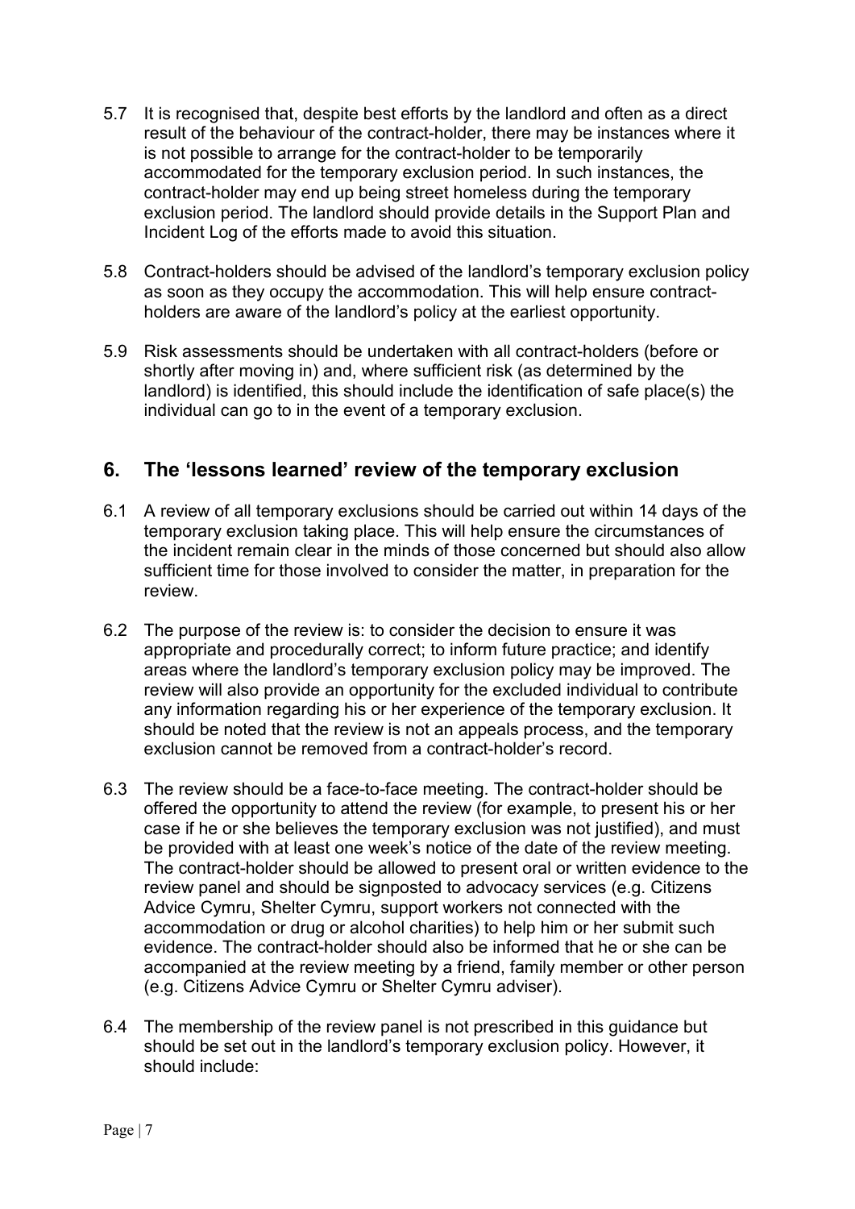5.7 It is recognised that, despite best efforts by the landlord and often as a direct result of the behaviour of the contract-holder, there may be instances where it is not possible to arrange for the contract-holder to be temporarily accommodated for the temporary exclusion period. In such instances, the contract-holder may end up being street homeless during the temporary exclusion period. The landlord should provide details in the Support Plan and Incident Log of the efforts made to avoid this situation.

5.8 Contract-holders should be advised of the landlord's temporary exclusion policy as soon as they occupy the accommodation. This will help ensure contract-holders are aware of the landlord's policy at the earliest opportunity.

5.9 Risk assessments should be undertaken with all contract-holders (before or shortly after moving in) and, where sufficient risk (as determined by the landlord) is identified, this should include the identification of safe place(s) the individual can go to in the event of a temporary exclusion.

## 6. The 'lessons learned' review of the temporary exclusion

6.1 A review of all temporary exclusions should be carried out within 14 days of the temporary exclusion taking place. This will help ensure the circumstances of the incident remain clear in the minds of those concerned but should also allow sufficient time for those involved to consider the matter, in preparation for the review.

6.2 The purpose of the review is: to consider the decision to ensure it was appropriate and procedurally correct; to inform future practice; and identify areas where the landlord's temporary exclusion policy may be improved. The review will also provide an opportunity for the excluded individual to contribute any information regarding his or her experience of the temporary exclusion. It should be noted that the review is not an appeals process, and the temporary exclusion cannot be removed from a contract-holder's record.

6.3 The review should be a face-to-face meeting. The contract-holder should be offered the opportunity to attend the review (for example, to present his or her case if he or she believes the temporary exclusion was not justified), and must be provided with at least one week's notice of the date of the review meeting. The contract-holder should be allowed to present oral or written evidence to the review panel and should be signposted to advocacy services (e.g. Citizens Advice Cymru, Shelter Cymru, support workers not connected with the accommodation or drug or alcohol charities) to help him or her submit such evidence. The contract-holder should also be informed that he or she can be accompanied at the review meeting by a friend, family member or other person (e.g. Citizens Advice Cymru or Shelter Cymru adviser).

6.4 The membership of the review panel is not prescribed in this guidance but should be set out in the landlord's temporary exclusion policy. However, it should include: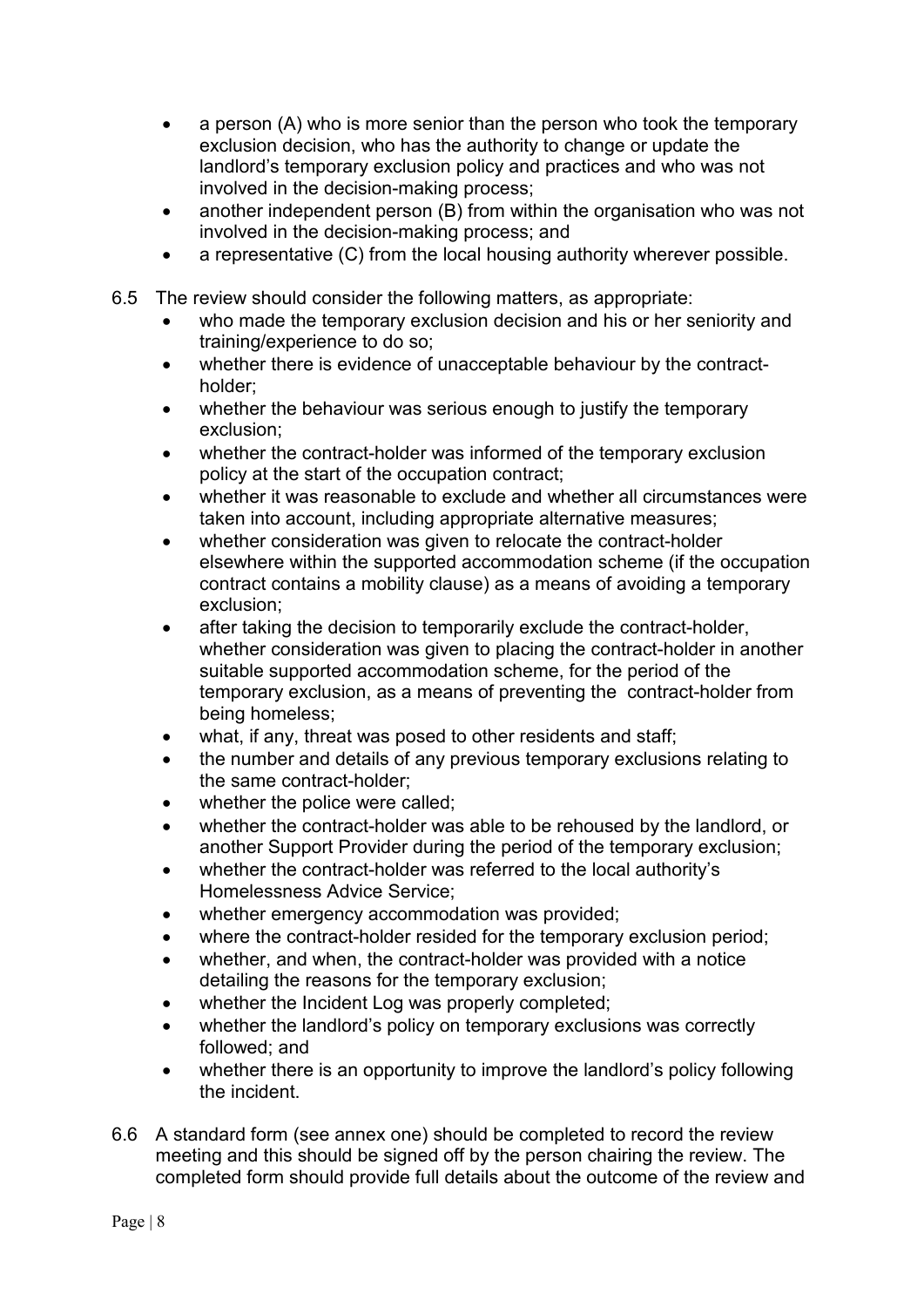- a person (A) who is more senior than the person who took the temporary exclusion decision, who has the authority to change or update the landlord's temporary exclusion policy and practices and who was not involved in the decision-making process;
- another independent person (B) from within the organisation who was not involved in the decision-making process; and
- a representative (C) from the local housing authority wherever possible.

6.5 The review should consider the following matters, as appropriate:

- who made the temporary exclusion decision and his or her seniority and training/experience to do so;
- whether there is evidence of unacceptable behaviour by the contract-holder;
- whether the behaviour was serious enough to justify the temporary exclusion;
- whether the contract-holder was informed of the temporary exclusion policy at the start of the occupation contract;
- whether it was reasonable to exclude and whether all circumstances were taken into account, including appropriate alternative measures;
- whether consideration was given to relocate the contract-holder elsewhere within the supported accommodation scheme (if the occupation contract contains a mobility clause) as a means of avoiding a temporary exclusion;
- after taking the decision to temporarily exclude the contract-holder, whether consideration was given to placing the contract-holder in another suitable supported accommodation scheme, for the period of the temporary exclusion, as a means of preventing the contract-holder from being homeless;
- what, if any, threat was posed to other residents and staff;
- the number and details of any previous temporary exclusions relating to the same contract-holder;
- whether the police were called;
- whether the contract-holder was able to be rehoused by the landlord, or another Support Provider during the period of the temporary exclusion;
- whether the contract-holder was referred to the local authority's Homelessness Advice Service;
- whether emergency accommodation was provided;
- where the contract-holder resided for the temporary exclusion period;
- whether, and when, the contract-holder was provided with a notice detailing the reasons for the temporary exclusion;
- whether the Incident Log was properly completed;
- whether the landlord's policy on temporary exclusions was correctly followed; and
- whether there is an opportunity to improve the landlord's policy following the incident.

6.6 A standard form (see annex one) should be completed to record the review meeting and this should be signed off by the person chairing the review. The completed form should provide full details about the outcome of the review and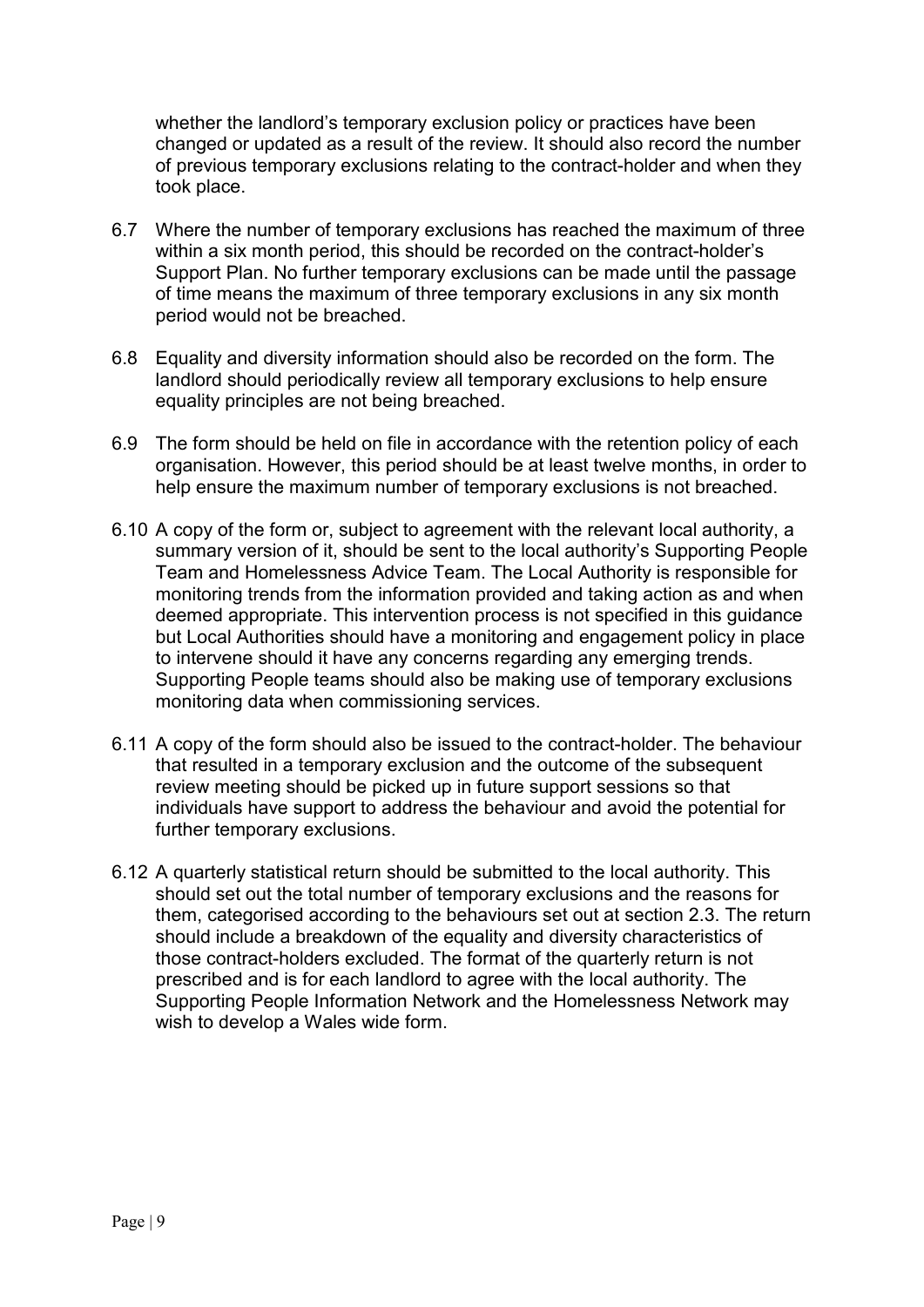whether the landlord's temporary exclusion policy or practices have been changed or updated as a result of the review. It should also record the number of previous temporary exclusions relating to the contract-holder and when they took place.

6.7 Where the number of temporary exclusions has reached the maximum of three within a six month period, this should be recorded on the contract-holder's Support Plan. No further temporary exclusions can be made until the passage of time means the maximum of three temporary exclusions in any six month period would not be breached.

6.8 Equality and diversity information should also be recorded on the form. The landlord should periodically review all temporary exclusions to help ensure equality principles are not being breached.

6.9 The form should be held on file in accordance with the retention policy of each organisation. However, this period should be at least twelve months, in order to help ensure the maximum number of temporary exclusions is not breached.

6.10 A copy of the form or, subject to agreement with the relevant local authority, a summary version of it, should be sent to the local authority's Supporting People Team and Homelessness Advice Team. The Local Authority is responsible for monitoring trends from the information provided and taking action as and when deemed appropriate. This intervention process is not specified in this guidance but Local Authorities should have a monitoring and engagement policy in place to intervene should it have any concerns regarding any emerging trends. Supporting People teams should also be making use of temporary exclusions monitoring data when commissioning services.

6.11 A copy of the form should also be issued to the contract-holder. The behaviour that resulted in a temporary exclusion and the outcome of the subsequent review meeting should be picked up in future support sessions so that individuals have support to address the behaviour and avoid the potential for further temporary exclusions.

6.12 A quarterly statistical return should be submitted to the local authority. This should set out the total number of temporary exclusions and the reasons for them, categorised according to the behaviours set out at section 2.3. The return should include a breakdown of the equality and diversity characteristics of those contract-holders excluded. The format of the quarterly return is not prescribed and is for each landlord to agree with the local authority. The Supporting People Information Network and the Homelessness Network may wish to develop a Wales wide form.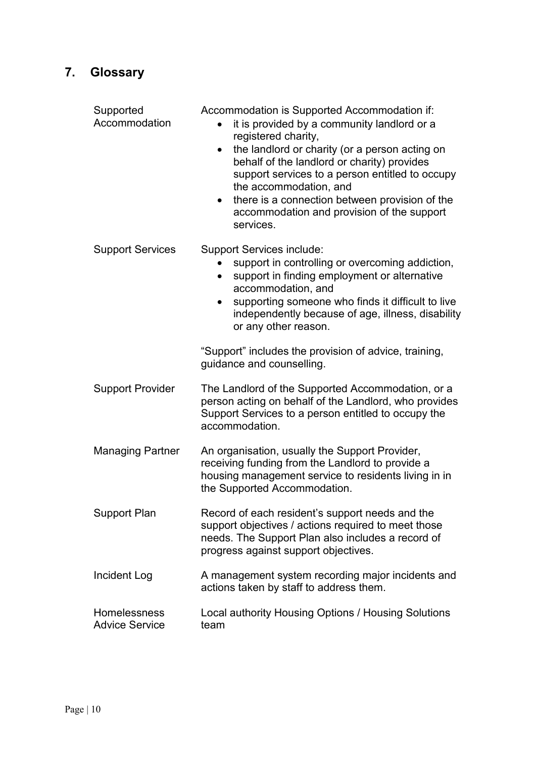## 7. Glossary

| | |
|---|---|
| Supported Accommodation | Accommodation is Supported Accommodation if:<br>• it is provided by a community landlord or a registered charity,<br>• the landlord or charity (or a person acting on behalf of the landlord or charity) provides support services to a person entitled to occupy the accommodation, and<br>• there is a connection between provision of the accommodation and provision of the support services. |
| Support Services | Support Services include:<br>• support in controlling or overcoming addiction,<br>• support in finding employment or alternative accommodation, and<br>• supporting someone who finds it difficult to live independently because of age, illness, disability or any other reason.<br><br>"Support" includes the provision of advice, training, guidance and counselling. |
| Support Provider | The Landlord of the Supported Accommodation, or a person acting on behalf of the Landlord, who provides Support Services to a person entitled to occupy the accommodation. |
| Managing Partner | An organisation, usually the Support Provider, receiving funding from the Landlord to provide a housing management service to residents living in in the Supported Accommodation. |
| Support Plan | Record of each resident's support needs and the support objectives / actions required to meet those needs. The Support Plan also includes a record of progress against support objectives. |
| Incident Log | A management system recording major incidents and actions taken by staff to address them. |
| Homelessness Advice Service | Local authority Housing Options / Housing Solutions team |